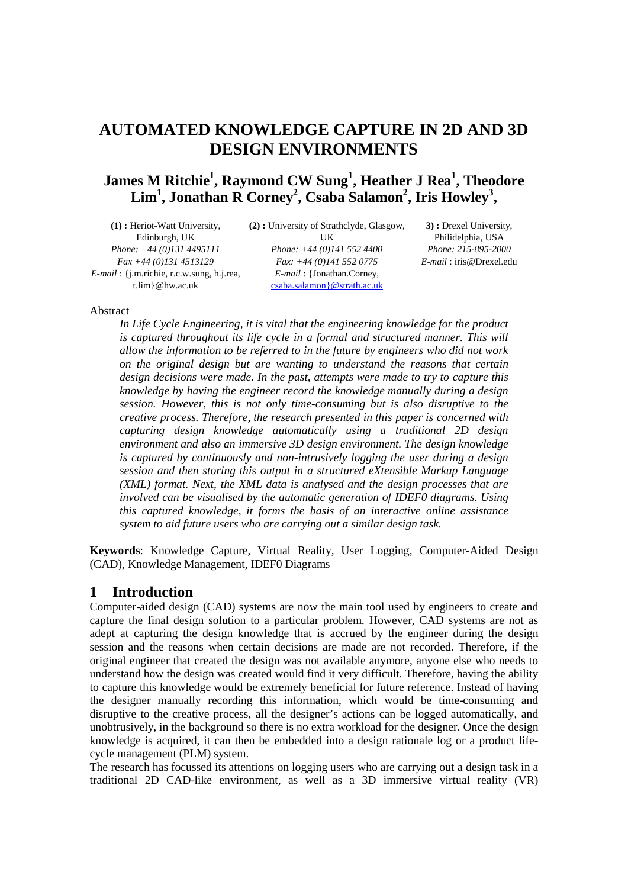# AUTOMATED KNOWLEDGE CAPTURE IN 2D AND 3D DESIGN ENVIRONMENTS

## James M Ritchie[1], Raymond CW Sung[1], Heather J Rea[1], Theodore Lim[1], Jonathan R Corney[2], Csaba Salamon[2], Iris Howley[3],

**(1) :** Heriot-Watt University, Edinburgh, UK
*Phone: +44 (0)131 4495111*
*Fax +44 (0)131 4513129*
*E-mail* : {j.m.richie, r.c.w.sung, h.j.rea, t.lim}@hw.ac.uk

**(2) :** University of Strathclyde, Glasgow, UK
*Phone: +44 (0)141 552 4400*
*Fax: +44 (0)141 552 0775*
*E-mail* : {Jonathan.Corney, csaba.salamon}@strath.ac.uk

**3) :** Drexel University, Philidelphia, USA
*Phone: 215-895-2000*
*E-mail* : iris@Drexel.edu

Abstract

*In Life Cycle Engineering, it is vital that the engineering knowledge for the product is captured throughout its life cycle in a formal and structured manner. This will allow the information to be referred to in the future by engineers who did not work on the original design but are wanting to understand the reasons that certain design decisions were made. In the past, attempts were made to try to capture this knowledge by having the engineer record the knowledge manually during a design session. However, this is not only time-consuming but is also disruptive to the creative process. Therefore, the research presented in this paper is concerned with capturing design knowledge automatically using a traditional 2D design environment and also an immersive 3D design environment. The design knowledge is captured by continuously and non-intrusively logging the user during a design session and then storing this output in a structured eXtensible Markup Language (XML) format. Next, the XML data is analysed and the design processes that are involved can be visualised by the automatic generation of IDEF0 diagrams. Using this captured knowledge, it forms the basis of an interactive online assistance system to aid future users who are carrying out a similar design task.*

**Keywords**: Knowledge Capture, Virtual Reality, User Logging, Computer-Aided Design (CAD), Knowledge Management, IDEF0 Diagrams

## 1 Introduction

Computer-aided design (CAD) systems are now the main tool used by engineers to create and capture the final design solution to a particular problem. However, CAD systems are not as adept at capturing the design knowledge that is accrued by the engineer during the design session and the reasons when certain decisions are made are not recorded. Therefore, if the original engineer that created the design was not available anymore, anyone else who needs to understand how the design was created would find it very difficult. Therefore, having the ability to capture this knowledge would be extremely beneficial for future reference. Instead of having the designer manually recording this information, which would be time-consuming and disruptive to the creative process, all the designer's actions can be logged automatically, and unobtrusively, in the background so there is no extra workload for the designer. Once the design knowledge is acquired, it can then be embedded into a design rationale log or a product life-cycle management (PLM) system.

The research has focussed its attentions on logging users who are carrying out a design task in a traditional 2D CAD-like environment, as well as a 3D immersive virtual reality (VR)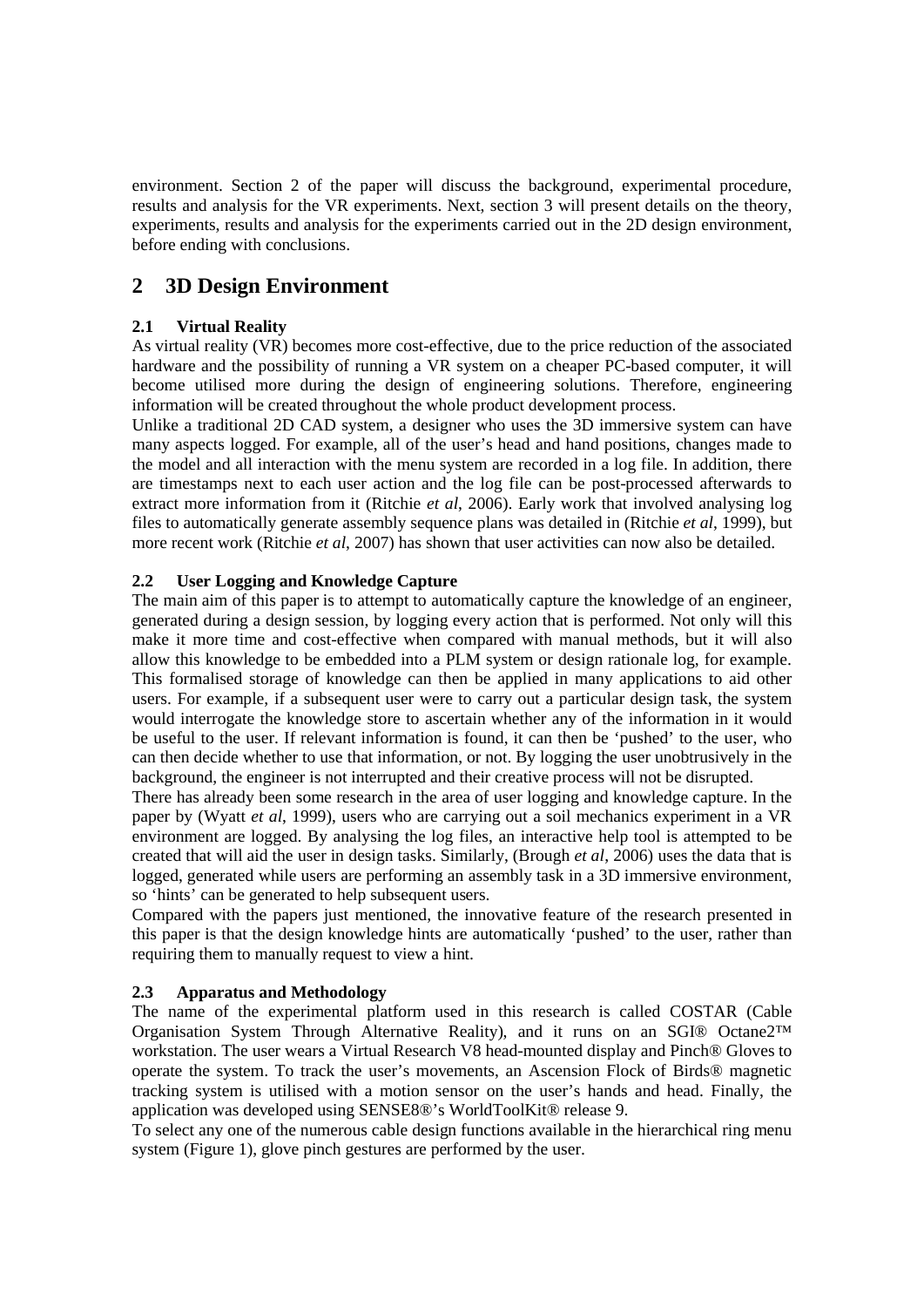environment. Section 2 of the paper will discuss the background, experimental procedure, results and analysis for the VR experiments. Next, section 3 will present details on the theory, experiments, results and analysis for the experiments carried out in the 2D design environment, before ending with conclusions.

# 2 3D Design Environment

### 2.1 Virtual Reality

As virtual reality (VR) becomes more cost-effective, due to the price reduction of the associated hardware and the possibility of running a VR system on a cheaper PC-based computer, it will become utilised more during the design of engineering solutions. Therefore, engineering information will be created throughout the whole product development process.

Unlike a traditional 2D CAD system, a designer who uses the 3D immersive system can have many aspects logged. For example, all of the user's head and hand positions, changes made to the model and all interaction with the menu system are recorded in a log file. In addition, there are timestamps next to each user action and the log file can be post-processed afterwards to extract more information from it (Ritchie *et al*, 2006). Early work that involved analysing log files to automatically generate assembly sequence plans was detailed in (Ritchie *et al*, 1999), but more recent work (Ritchie *et al*, 2007) has shown that user activities can now also be detailed.

### 2.2 User Logging and Knowledge Capture

The main aim of this paper is to attempt to automatically capture the knowledge of an engineer, generated during a design session, by logging every action that is performed. Not only will this make it more time and cost-effective when compared with manual methods, but it will also allow this knowledge to be embedded into a PLM system or design rationale log, for example. This formalised storage of knowledge can then be applied in many applications to aid other users. For example, if a subsequent user were to carry out a particular design task, the system would interrogate the knowledge store to ascertain whether any of the information in it would be useful to the user. If relevant information is found, it can then be 'pushed' to the user, who can then decide whether to use that information, or not. By logging the user unobtrusively in the background, the engineer is not interrupted and their creative process will not be disrupted.

There has already been some research in the area of user logging and knowledge capture. In the paper by (Wyatt *et al*, 1999), users who are carrying out a soil mechanics experiment in a VR environment are logged. By analysing the log files, an interactive help tool is attempted to be created that will aid the user in design tasks. Similarly, (Brough *et al*, 2006) uses the data that is logged, generated while users are performing an assembly task in a 3D immersive environment, so 'hints' can be generated to help subsequent users.

Compared with the papers just mentioned, the innovative feature of the research presented in this paper is that the design knowledge hints are automatically 'pushed' to the user, rather than requiring them to manually request to view a hint.

### 2.3 Apparatus and Methodology

The name of the experimental platform used in this research is called COSTAR (Cable Organisation System Through Alternative Reality), and it runs on an SGI® Octane2™ workstation. The user wears a Virtual Research V8 head-mounted display and Pinch® Gloves to operate the system. To track the user's movements, an Ascension Flock of Birds® magnetic tracking system is utilised with a motion sensor on the user's hands and head. Finally, the application was developed using SENSE8®'s WorldToolKit® release 9.

To select any one of the numerous cable design functions available in the hierarchical ring menu system (Figure 1), glove pinch gestures are performed by the user.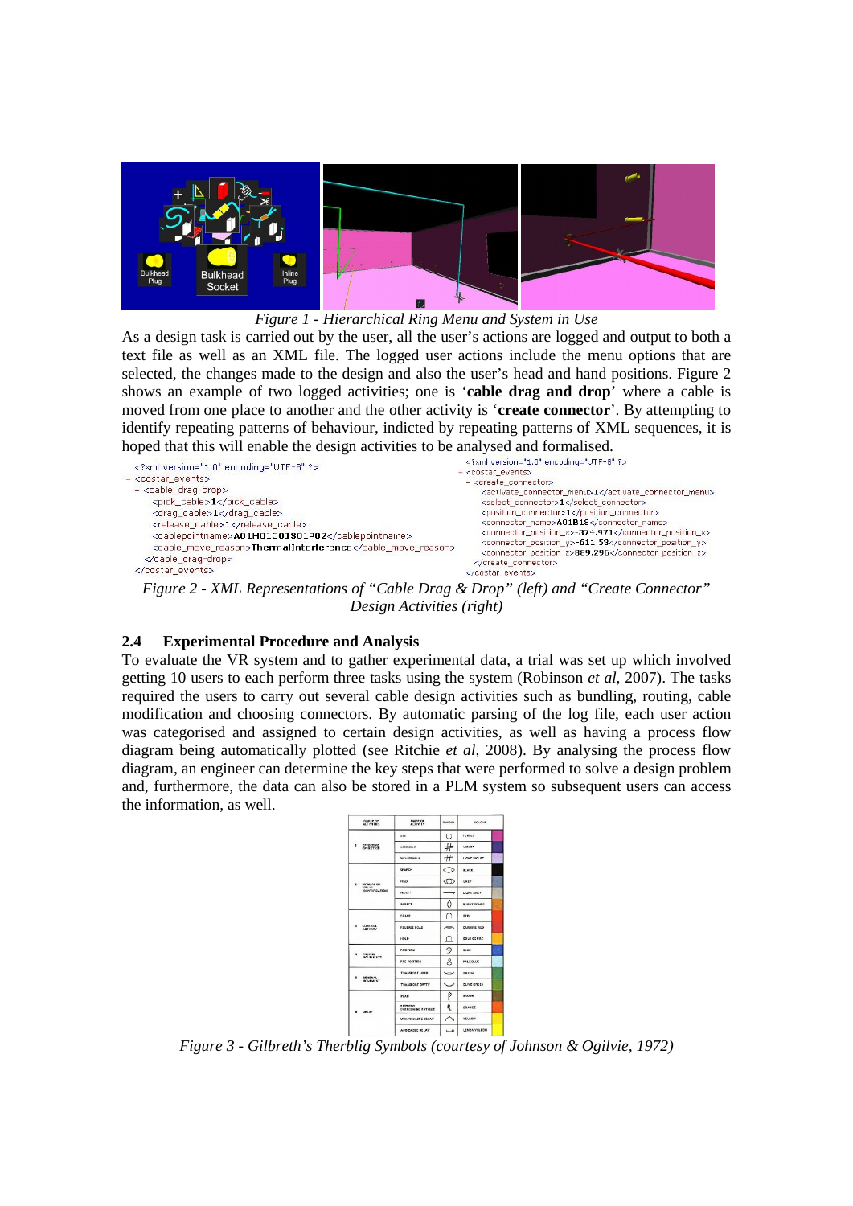*Figure 1 - Hierarchical Ring Menu and System in Use*

As a design task is carried out by the user, all the user's actions are logged and output to both a text file as well as an XML file. The logged user actions include the menu options that are selected, the changes made to the design and also the user's head and hand positions. Figure 2 shows an example of two logged activities; one is '**cable drag and drop**' where a cable is moved from one place to another and the other activity is '**create connector**'. By attempting to identify repeating patterns of behaviour, indicted by repeating patterns of XML sequences, it is hoped that this will enable the design activities to be analysed and formalised.

```
<?xml version="1.0" encoding="UTF-8" ?>
- <costar_events>
  - <cable_drag-drop>
      <pick_cable>1</pick_cable>
      <drag_cable>1</drag_cable>
      <release_cable>1</release_cable>
      <cablepointname>A01H01C01S01P02</cablepointname>
      <cable_move_reason>ThermalInterference</cable_move_reason>
    </cable_drag-drop>
</costar_events>
```

```
<?xml version="1.0" encoding="UTF-8" ?>
- <costar_events>
  - <create_connector>
      <activate_connector_menu>1</activate_connector_menu>
      <select_connector>1</select_connector>
      <position_connector>1</position_connector>
      <connector_name>A01B18</connector_name>
      <connector_position_x>-374.971</connector_position_x>
      <connector_position_y>-611.53</connector_position_y>
      <connector_position_z>889.296</connector_position_z>
    </create_connector>
</costar_events>
```

*Figure 2 - XML Representations of "Cable Drag & Drop" (left) and "Create Connector" Design Activities (right)*

### 2.4 Experimental Procedure and Analysis

To evaluate the VR system and to gather experimental data, a trial was set up which involved getting 10 users to each perform three tasks using the system (Robinson *et al*, 2007). The tasks required the users to carry out several cable design activities such as bundling, routing, cable modification and choosing connectors. By automatic parsing of the log file, each user action was categorised and assigned to certain design activities, as well as having a process flow diagram being automatically plotted (see Ritchie *et al*, 2008). By analysing the process flow diagram, an engineer can determine the key steps that were performed to solve a design problem and, furthermore, the data can also be stored in a PLM system so subsequent users can access the information, as well.

*Figure 3 - Gilbreth's Therblig Symbols (courtesy of Johnson & Ogilvie, 1972)*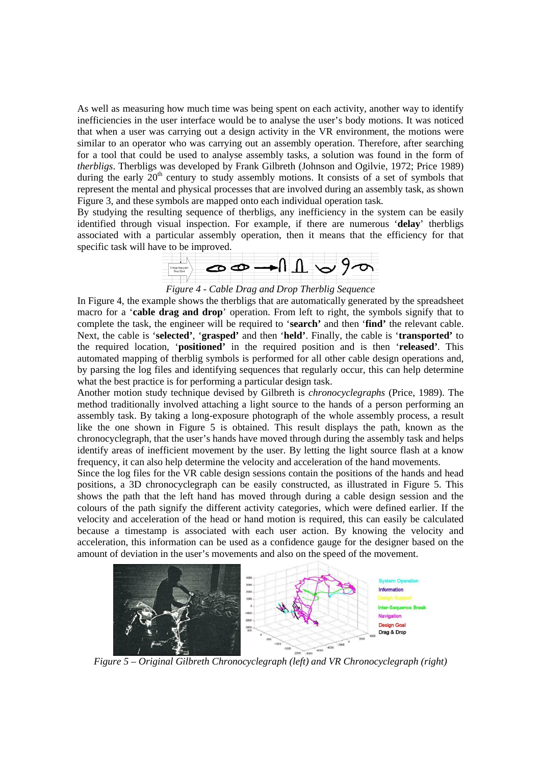As well as measuring how much time was being spent on each activity, another way to identify inefficiencies in the user interface would be to analyse the user's body motions. It was noticed that when a user was carrying out a design activity in the VR environment, the motions were similar to an operator who was carrying out an assembly operation. Therefore, after searching for a tool that could be used to analyse assembly tasks, a solution was found in the form of *therbligs*. Therbligs was developed by Frank Gilbreth (Johnson and Ogilvie, 1972; Price 1989) during the early 20th century to study assembly motions. It consists of a set of symbols that represent the mental and physical processes that are involved during an assembly task, as shown Figure 3, and these symbols are mapped onto each individual operation task.

By studying the resulting sequence of therbligs, any inefficiency in the system can be easily identified through visual inspection. For example, if there are numerous '**delay**' therbligs associated with a particular assembly operation, then it means that the efficiency for that specific task will have to be improved.

*Figure 4 - Cable Drag and Drop Therblig Sequence*

In Figure 4, the example shows the therbligs that are automatically generated by the spreadsheet macro for a '**cable drag and drop**' operation. From left to right, the symbols signify that to complete the task, the engineer will be required to '**search'** and then '**find'** the relevant cable. Next, the cable is '**selected'**, '**grasped'** and then '**held'**. Finally, the cable is '**transported'** to the required location, '**positioned'** in the required position and is then '**released'**. This automated mapping of therblig symbols is performed for all other cable design operations and, by parsing the log files and identifying sequences that regularly occur, this can help determine what the best practice is for performing a particular design task.

Another motion study technique devised by Gilbreth is *chronocyclegraphs* (Price, 1989). The method traditionally involved attaching a light source to the hands of a person performing an assembly task. By taking a long-exposure photograph of the whole assembly process, a result like the one shown in Figure 5 is obtained. This result displays the path, known as the chronocyclegraph, that the user's hands have moved through during the assembly task and helps identify areas of inefficient movement by the user. By letting the light source flash at a know frequency, it can also help determine the velocity and acceleration of the hand movements.

Since the log files for the VR cable design sessions contain the positions of the hands and head positions, a 3D chronocyclegraph can be easily constructed, as illustrated in Figure 5. This shows the path that the left hand has moved through during a cable design session and the colours of the path signify the different activity categories, which were defined earlier. If the velocity and acceleration of the head or hand motion is required, this can easily be calculated because a timestamp is associated with each user action. By knowing the velocity and acceleration, this information can be used as a confidence gauge for the designer based on the amount of deviation in the user's movements and also on the speed of the movement.

*Figure 5 – Original Gilbreth Chronocyclegraph (left) and VR Chronocyclegraph (right)*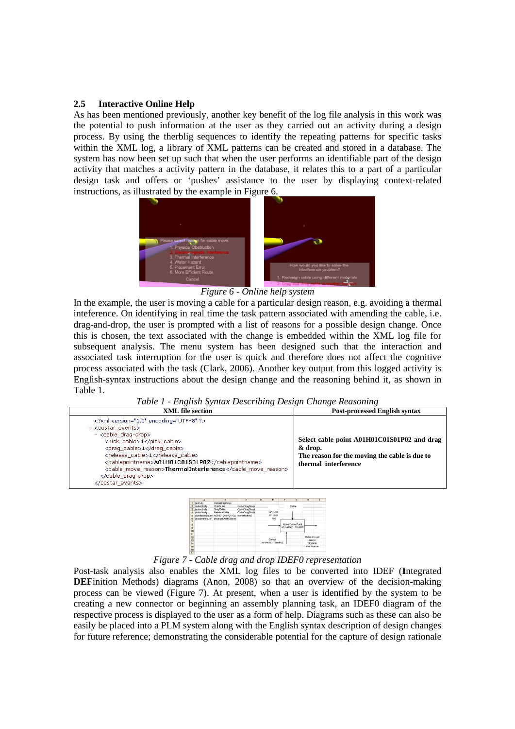### 2.5 Interactive Online Help

As has been mentioned previously, another key benefit of the log file analysis in this work was the potential to push information at the user as they carried out an activity during a design process. By using the therblig sequences to identify the repeating patterns for specific tasks within the XML log, a library of XML patterns can be created and stored in a database. The system has now been set up such that when the user performs an identifiable part of the design activity that matches a activity pattern in the database, it relates this to a part of a particular design task and offers or 'pushes' assistance to the user by displaying context-related instructions, as illustrated by the example in Figure 6.

*Figure 6 - Online help system*

In the example, the user is moving a cable for a particular design reason, e.g. avoiding a thermal inteference. On identifying in real time the task pattern associated with amending the cable, i.e. drag-and-drop, the user is prompted with a list of reasons for a possible design change. Once this is chosen, the text associated with the change is embedded within the XML log file for subsequent analysis. The menu system has been designed such that the interaction and associated task interruption for the user is quick and therefore does not affect the cognitive process associated with the task (Clark, 2006). Another key output from this logged activity is English-syntax instructions about the design change and the reasoning behind it, as shown in Table 1.

*Table 1 - English Syntax Describing Design Change Reasoning*

| XML file section | Post-processed English syntax |
|---|---|
| `<?xml version="1.0" encoding="UTF-8" ?>` `- <costar_events>` `- <cable_drag-drop>` `<pick_cable>1</pick_cable>` `<drag_cable>1</drag_cable>` `<release_cable>1</release_cable>` `<cablepointname>A01H01C01S01P02</cablepointname>` `<cable_move_reason>ThermalInterference</cable_move_reason>` `</cable_drag-drop>` `</costar_events>` | **Select cable point A01H01C01S01P02 and drag & drop.** **The reason for the moving the cable is due to thermal interference** |

*Figure 7 - Cable drag and drop IDEF0 representation*

Post-task analysis also enables the XML log files to be converted into IDEF (**I**ntegrated **DEF**inition Methods) diagrams (Anon, 2008) so that an overview of the decision-making process can be viewed (Figure 7). At present, when a user is identified by the system to be creating a new connector or beginning an assembly planning task, an IDEF0 diagram of the respective process is displayed to the user as a form of help. Diagrams such as these can also be easily be placed into a PLM system along with the English syntax description of design changes for future reference; demonstrating the considerable potential for the capture of design rationale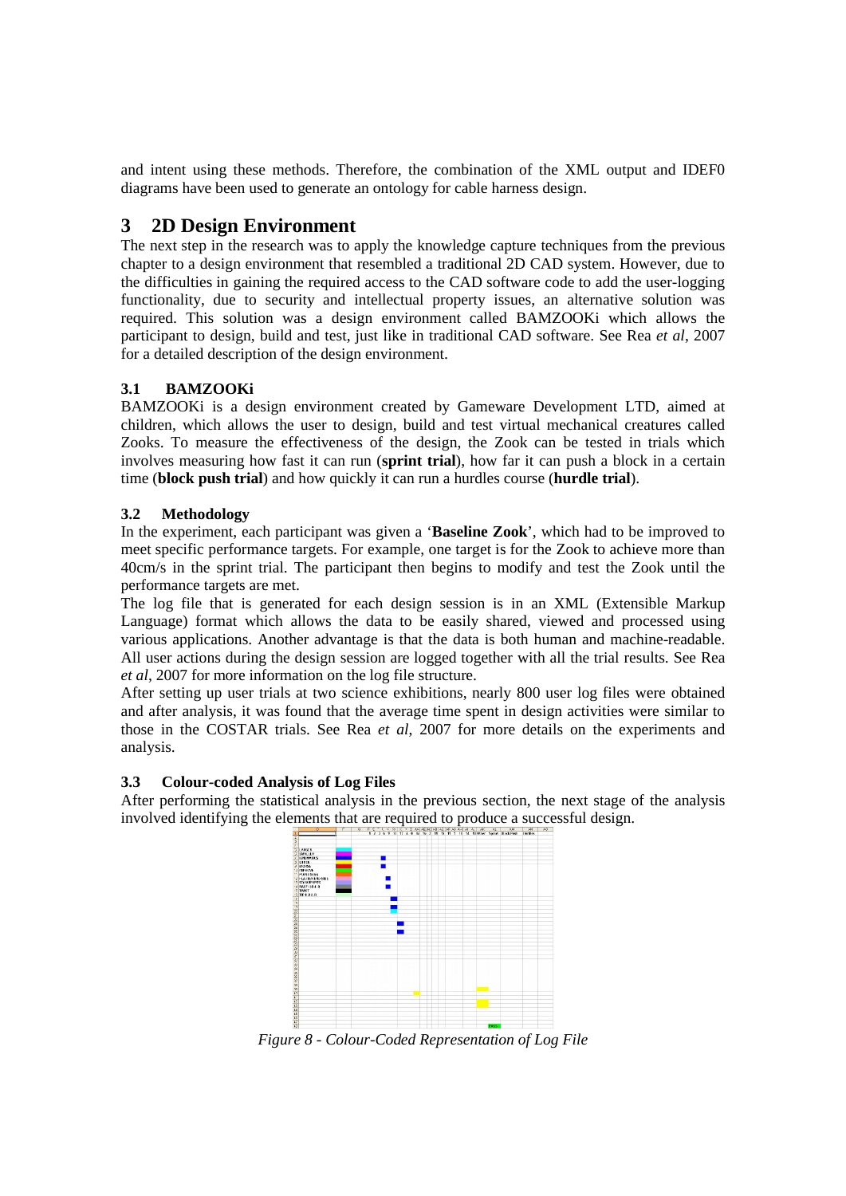and intent using these methods. Therefore, the combination of the XML output and IDEF0 diagrams have been used to generate an ontology for cable harness design.

# 3 2D Design Environment

The next step in the research was to apply the knowledge capture techniques from the previous chapter to a design environment that resembled a traditional 2D CAD system. However, due to the difficulties in gaining the required access to the CAD software code to add the user-logging functionality, due to security and intellectual property issues, an alternative solution was required. This solution was a design environment called BAMZOOKi which allows the participant to design, build and test, just like in traditional CAD software. See Rea *et al*, 2007 for a detailed description of the design environment.

## 3.1 BAMZOOKi

BAMZOOKi is a design environment created by Gameware Development LTD, aimed at children, which allows the user to design, build and test virtual mechanical creatures called Zooks. To measure the effectiveness of the design, the Zook can be tested in trials which involves measuring how fast it can run (**sprint trial**), how far it can push a block in a certain time (**block push trial**) and how quickly it can run a hurdles course (**hurdle trial**).

## 3.2 Methodology

In the experiment, each participant was given a '**Baseline Zook**', which had to be improved to meet specific performance targets. For example, one target is for the Zook to achieve more than 40cm/s in the sprint trial. The participant then begins to modify and test the Zook until the performance targets are met.

The log file that is generated for each design session is in an XML (Extensible Markup Language) format which allows the data to be easily shared, viewed and processed using various applications. Another advantage is that the data is both human and machine-readable. All user actions during the design session are logged together with all the trial results. See Rea *et al*, 2007 for more information on the log file structure.

After setting up user trials at two science exhibitions, nearly 800 user log files were obtained and after analysis, it was found that the average time spent in design activities were similar to those in the COSTAR trials. See Rea *et al*, 2007 for more details on the experiments and analysis.

## 3.3 Colour-coded Analysis of Log Files

After performing the statistical analysis in the previous section, the next stage of the analysis involved identifying the elements that are required to produce a successful design.

*Figure 8 - Colour-Coded Representation of Log File*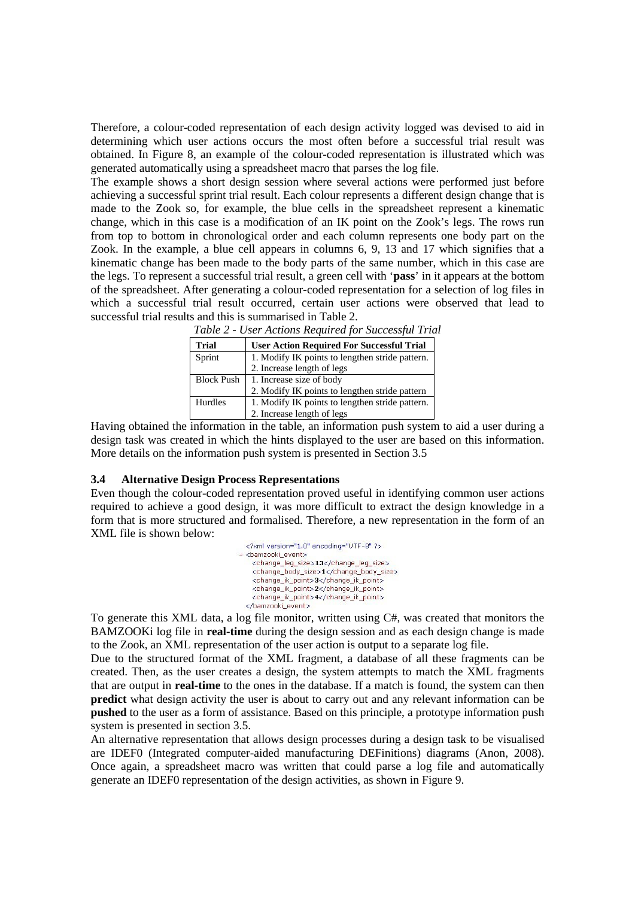Therefore, a colour-coded representation of each design activity logged was devised to aid in determining which user actions occurs the most often before a successful trial result was obtained. In Figure 8, an example of the colour-coded representation is illustrated which was generated automatically using a spreadsheet macro that parses the log file.

The example shows a short design session where several actions were performed just before achieving a successful sprint trial result. Each colour represents a different design change that is made to the Zook so, for example, the blue cells in the spreadsheet represent a kinematic change, which in this case is a modification of an IK point on the Zook's legs. The rows run from top to bottom in chronological order and each column represents one body part on the Zook. In the example, a blue cell appears in columns 6, 9, 13 and 17 which signifies that a kinematic change has been made to the body parts of the same number, which in this case are the legs. To represent a successful trial result, a green cell with '**pass**' in it appears at the bottom of the spreadsheet. After generating a colour-coded representation for a selection of log files in which a successful trial result occurred, certain user actions were observed that lead to successful trial results and this is summarised in Table 2.

*Table 2 - User Actions Required for Successful Trial*

| Trial | User Action Required For Successful Trial |
|---|---|
| Sprint | 1. Modify IK points to lengthen stride pattern.<br>2. Increase length of legs |
| Block Push | 1. Increase size of body<br>2. Modify IK points to lengthen stride pattern |
| Hurdles | 1. Modify IK points to lengthen stride pattern.<br>2. Increase length of legs |

Having obtained the information in the table, an information push system to aid a user during a design task was created in which the hints displayed to the user are based on this information. More details on the information push system is presented in Section 3.5

### 3.4 Alternative Design Process Representations

Even though the colour-coded representation proved useful in identifying common user actions required to achieve a good design, it was more difficult to extract the design knowledge in a form that is more structured and formalised. Therefore, a new representation in the form of an XML file is shown below:

```
<?xml version="1.0" encoding="UTF-8" ?>
- <bamzooki_event>
    <change_leg_size>13</change_leg_size>
    <change_body_size>1</change_body_size>
    <change_ik_point>3</change_ik_point>
    <change_ik_point>2</change_ik_point>
    <change_ik_point>4</change_ik_point>
  </bamzooki_event>
```

To generate this XML data, a log file monitor, written using C#, was created that monitors the BAMZOOKi log file in **real-time** during the design session and as each design change is made to the Zook, an XML representation of the user action is output to a separate log file.

Due to the structured format of the XML fragment, a database of all these fragments can be created. Then, as the user creates a design, the system attempts to match the XML fragments that are output in **real-time** to the ones in the database. If a match is found, the system can then **predict** what design activity the user is about to carry out and any relevant information can be **pushed** to the user as a form of assistance. Based on this principle, a prototype information push system is presented in section 3.5.

An alternative representation that allows design processes during a design task to be visualised are IDEF0 (Integrated computer-aided manufacturing DEFinitions) diagrams (Anon, 2008). Once again, a spreadsheet macro was written that could parse a log file and automatically generate an IDEF0 representation of the design activities, as shown in Figure 9.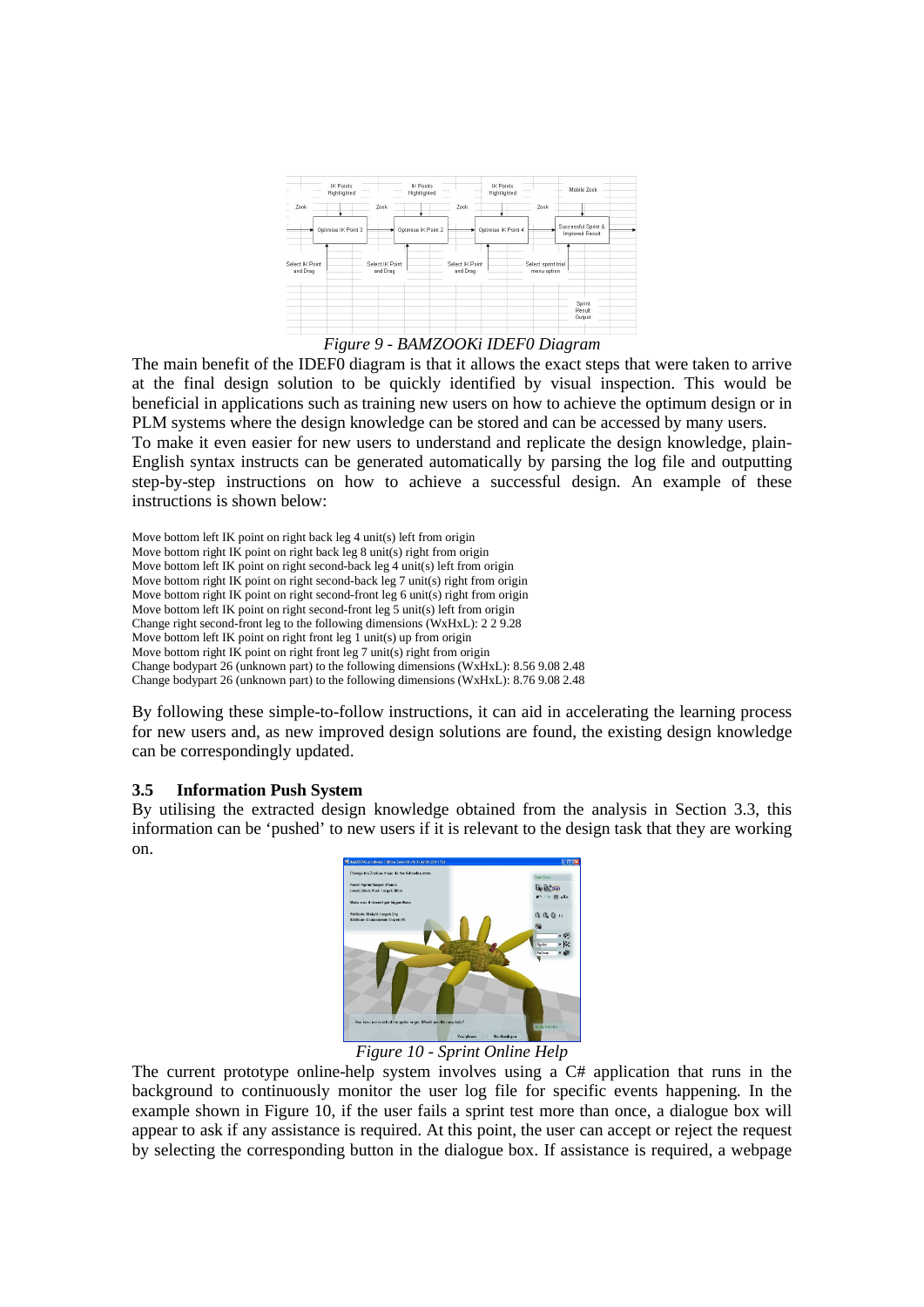*Figure 9 - BAMZOOKi IDEF0 Diagram*

The main benefit of the IDEF0 diagram is that it allows the exact steps that were taken to arrive at the final design solution to be quickly identified by visual inspection. This would be beneficial in applications such as training new users on how to achieve the optimum design or in PLM systems where the design knowledge can be stored and can be accessed by many users.

To make it even easier for new users to understand and replicate the design knowledge, plain-English syntax instructs can be generated automatically by parsing the log file and outputting step-by-step instructions on how to achieve a successful design. An example of these instructions is shown below:

Move bottom left IK point on right back leg 4 unit(s) left from origin
Move bottom right IK point on right back leg 8 unit(s) right from origin
Move bottom left IK point on right second-back leg 4 unit(s) left from origin
Move bottom right IK point on right second-back leg 7 unit(s) right from origin
Move bottom right IK point on right second-front leg 6 unit(s) right from origin
Move bottom left IK point on right second-front leg 5 unit(s) left from origin
Change right second-front leg to the following dimensions (WxHxL): 2 2 9.28
Move bottom left IK point on right front leg 1 unit(s) up from origin
Move bottom right IK point on right front leg 7 unit(s) right from origin
Change bodypart 26 (unknown part) to the following dimensions (WxHxL): 8.56 9.08 2.48
Change bodypart 26 (unknown part) to the following dimensions (WxHxL): 8.76 9.08 2.48

By following these simple-to-follow instructions, it can aid in accelerating the learning process for new users and, as new improved design solutions are found, the existing design knowledge can be correspondingly updated.

### 3.5 Information Push System

By utilising the extracted design knowledge obtained from the analysis in Section 3.3, this information can be 'pushed' to new users if it is relevant to the design task that they are working on.

*Figure 10 - Sprint Online Help*

The current prototype online-help system involves using a C# application that runs in the background to continuously monitor the user log file for specific events happening. In the example shown in Figure 10, if the user fails a sprint test more than once, a dialogue box will appear to ask if any assistance is required. At this point, the user can accept or reject the request by selecting the corresponding button in the dialogue box. If assistance is required, a webpage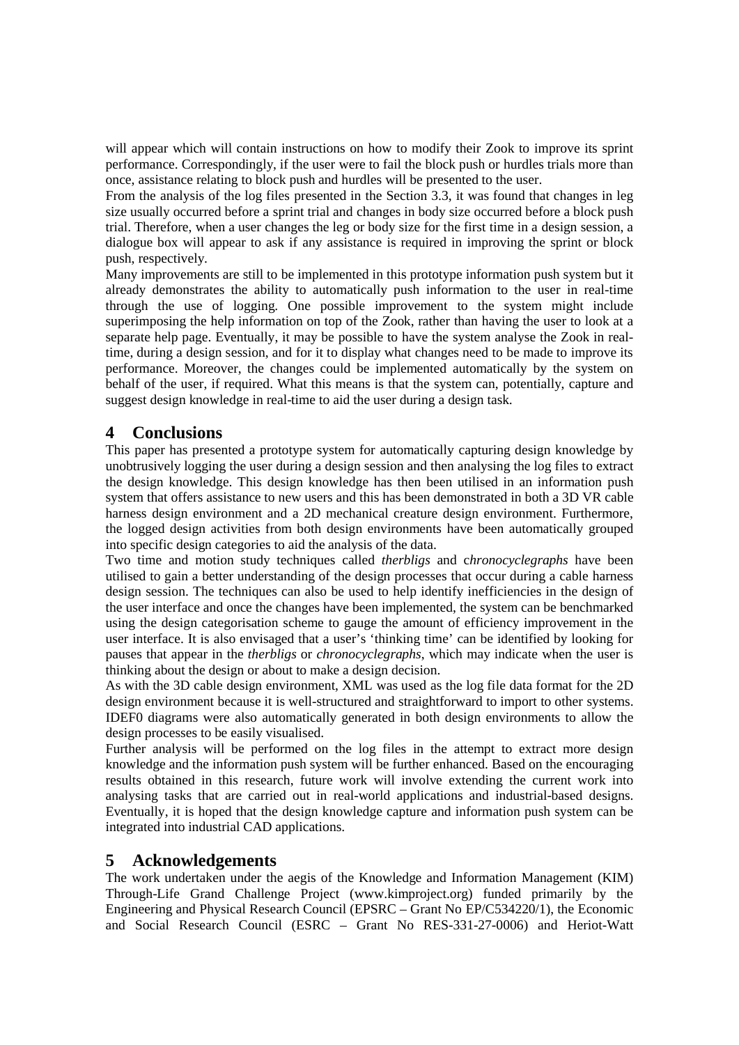will appear which will contain instructions on how to modify their Zook to improve its sprint performance. Correspondingly, if the user were to fail the block push or hurdles trials more than once, assistance relating to block push and hurdles will be presented to the user.

From the analysis of the log files presented in the Section 3.3, it was found that changes in leg size usually occurred before a sprint trial and changes in body size occurred before a block push trial. Therefore, when a user changes the leg or body size for the first time in a design session, a dialogue box will appear to ask if any assistance is required in improving the sprint or block push, respectively.

Many improvements are still to be implemented in this prototype information push system but it already demonstrates the ability to automatically push information to the user in real-time through the use of logging. One possible improvement to the system might include superimposing the help information on top of the Zook, rather than having the user to look at a separate help page. Eventually, it may be possible to have the system analyse the Zook in real-time, during a design session, and for it to display what changes need to be made to improve its performance. Moreover, the changes could be implemented automatically by the system on behalf of the user, if required. What this means is that the system can, potentially, capture and suggest design knowledge in real-time to aid the user during a design task.

## 4 Conclusions

This paper has presented a prototype system for automatically capturing design knowledge by unobtrusively logging the user during a design session and then analysing the log files to extract the design knowledge. This design knowledge has then been utilised in an information push system that offers assistance to new users and this has been demonstrated in both a 3D VR cable harness design environment and a 2D mechanical creature design environment. Furthermore, the logged design activities from both design environments have been automatically grouped into specific design categories to aid the analysis of the data.

Two time and motion study techniques called *therbligs* and *chronocyclegraphs* have been utilised to gain a better understanding of the design processes that occur during a cable harness design session. The techniques can also be used to help identify inefficiencies in the design of the user interface and once the changes have been implemented, the system can be benchmarked using the design categorisation scheme to gauge the amount of efficiency improvement in the user interface. It is also envisaged that a user's 'thinking time' can be identified by looking for pauses that appear in the *therbligs* or *chronocyclegraphs*, which may indicate when the user is thinking about the design or about to make a design decision.

As with the 3D cable design environment, XML was used as the log file data format for the 2D design environment because it is well-structured and straightforward to import to other systems. IDEF0 diagrams were also automatically generated in both design environments to allow the design processes to be easily visualised.

Further analysis will be performed on the log files in the attempt to extract more design knowledge and the information push system will be further enhanced. Based on the encouraging results obtained in this research, future work will involve extending the current work into analysing tasks that are carried out in real-world applications and industrial-based designs. Eventually, it is hoped that the design knowledge capture and information push system can be integrated into industrial CAD applications.

## 5 Acknowledgements

The work undertaken under the aegis of the Knowledge and Information Management (KIM) Through-Life Grand Challenge Project (www.kimproject.org) funded primarily by the Engineering and Physical Research Council (EPSRC – Grant No EP/C534220/1), the Economic and Social Research Council (ESRC – Grant No RES-331-27-0006) and Heriot-Watt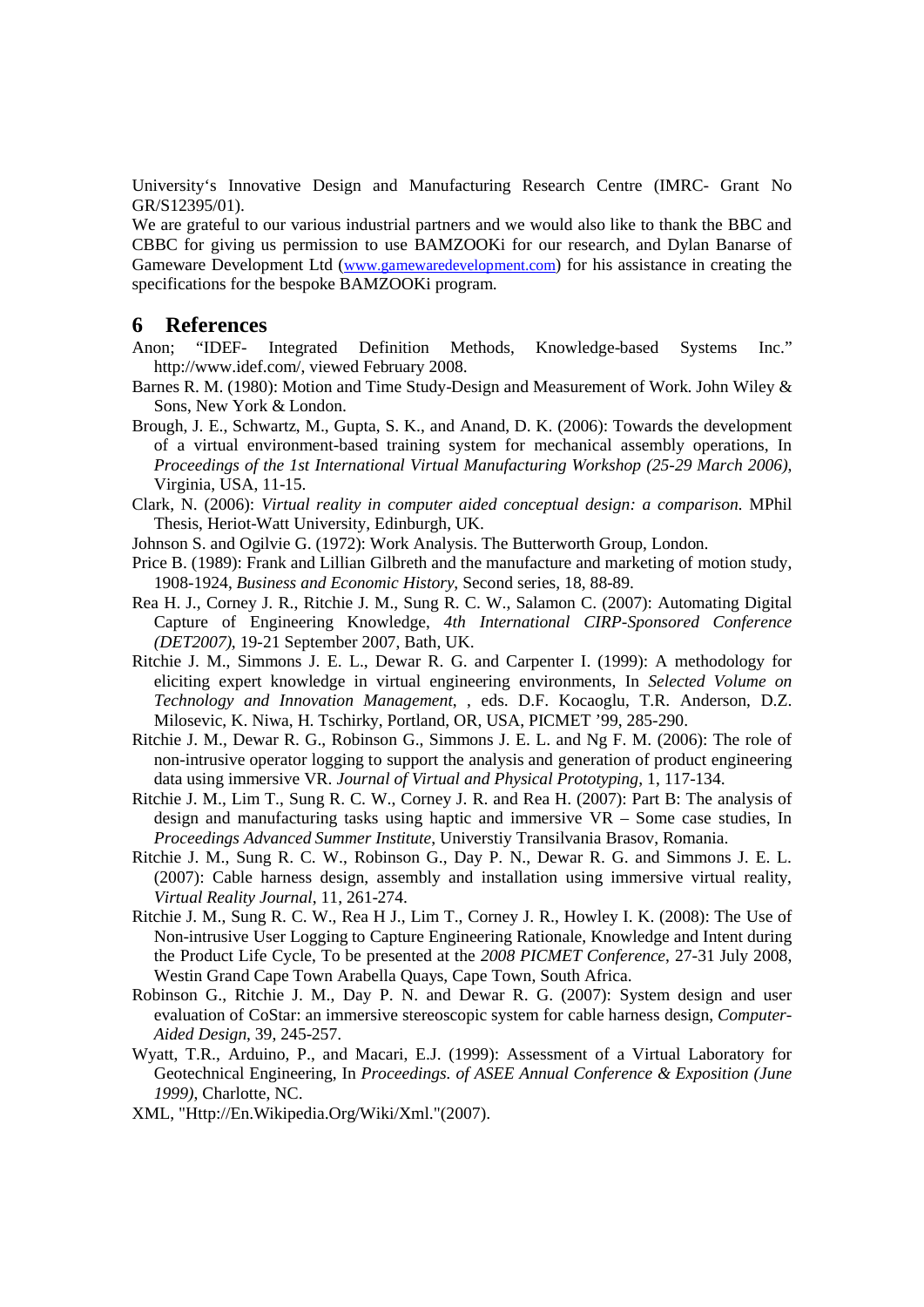University's Innovative Design and Manufacturing Research Centre (IMRC- Grant No GR/S12395/01).

We are grateful to our various industrial partners and we would also like to thank the BBC and CBBC for giving us permission to use BAMZOOKi for our research, and Dylan Banarse of Gameware Development Ltd (www.gamewaredevelopment.com) for his assistance in creating the specifications for the bespoke BAMZOOKi program.

## 6 References

Anon; "IDEF- Integrated Definition Methods, Knowledge-based Systems Inc." http://www.idef.com/, viewed February 2008.

Barnes R. M. (1980): Motion and Time Study-Design and Measurement of Work. John Wiley & Sons, New York & London.

Brough, J. E., Schwartz, M., Gupta, S. K., and Anand, D. K. (2006): Towards the development of a virtual environment-based training system for mechanical assembly operations, In *Proceedings of the 1st International Virtual Manufacturing Workshop (25-29 March 2006)*, Virginia, USA, 11-15.

Clark, N. (2006): *Virtual reality in computer aided conceptual design: a comparison*. MPhil Thesis, Heriot-Watt University, Edinburgh, UK.

Johnson S. and Ogilvie G. (1972): Work Analysis. The Butterworth Group, London.

Price B. (1989): Frank and Lillian Gilbreth and the manufacture and marketing of motion study, 1908-1924, *Business and Economic History*, Second series, 18, 88-89.

Rea H. J., Corney J. R., Ritchie J. M., Sung R. C. W., Salamon C. (2007): Automating Digital Capture of Engineering Knowledge, *4th International CIRP-Sponsored Conference (DET2007)*, 19-21 September 2007, Bath, UK.

Ritchie J. M., Simmons J. E. L., Dewar R. G. and Carpenter I. (1999): A methodology for eliciting expert knowledge in virtual engineering environments, In *Selected Volume on Technology and Innovation Management*, , eds. D.F. Kocaoglu, T.R. Anderson, D.Z. Milosevic, K. Niwa, H. Tschirky, Portland, OR, USA, PICMET '99, 285-290.

Ritchie J. M., Dewar R. G., Robinson G., Simmons J. E. L. and Ng F. M. (2006): The role of non-intrusive operator logging to support the analysis and generation of product engineering data using immersive VR. *Journal of Virtual and Physical Prototyping*, 1, 117-134.

Ritchie J. M., Lim T., Sung R. C. W., Corney J. R. and Rea H. (2007): Part B: The analysis of design and manufacturing tasks using haptic and immersive VR – Some case studies, In *Proceedings Advanced Summer Institute*, Universtiy Transilvania Brasov, Romania.

Ritchie J. M., Sung R. C. W., Robinson G., Day P. N., Dewar R. G. and Simmons J. E. L. (2007): Cable harness design, assembly and installation using immersive virtual reality, *Virtual Reality Journal*, 11, 261-274.

Ritchie J. M., Sung R. C. W., Rea H J., Lim T., Corney J. R., Howley I. K. (2008): The Use of Non-intrusive User Logging to Capture Engineering Rationale, Knowledge and Intent during the Product Life Cycle, To be presented at the *2008 PICMET Conference*, 27-31 July 2008, Westin Grand Cape Town Arabella Quays, Cape Town, South Africa.

Robinson G., Ritchie J. M., Day P. N. and Dewar R. G. (2007): System design and user evaluation of CoStar: an immersive stereoscopic system for cable harness design, *Computer-Aided Design*, 39, 245-257.

Wyatt, T.R., Arduino, P., and Macari, E.J. (1999): Assessment of a Virtual Laboratory for Geotechnical Engineering, In *Proceedings. of ASEE Annual Conference & Exposition (June 1999)*, Charlotte, NC.

XML, "Http://En.Wikipedia.Org/Wiki/Xml."(2007).